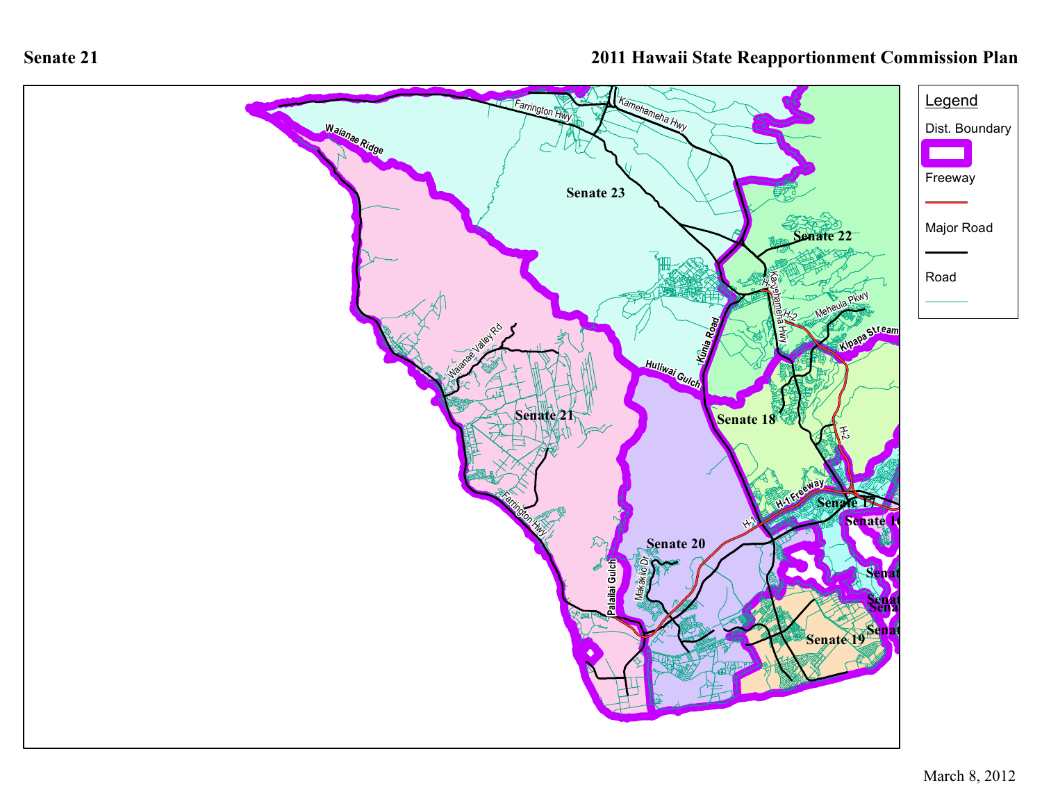Senate 21

2011 Hawaii State Reapportionment Commission Plan

Senate 23

Senate 22

Senate 21

Senate 18

Senate 20

Senate 17

Senate 19

Waianae Ridge

Farrington Hwy

Kamehameha Hwy

Waianae Valley Rd

Huliwai Gulch

Kunia Road

Kamehameha Hwy

H-2

Meheula Pkwy

Kipapa Stream

H-1 Freeway

Palailai Gulch

Makakilo Dr

Legend

Dist. Boundary

Freeway

Major Road

Road

March 8, 2012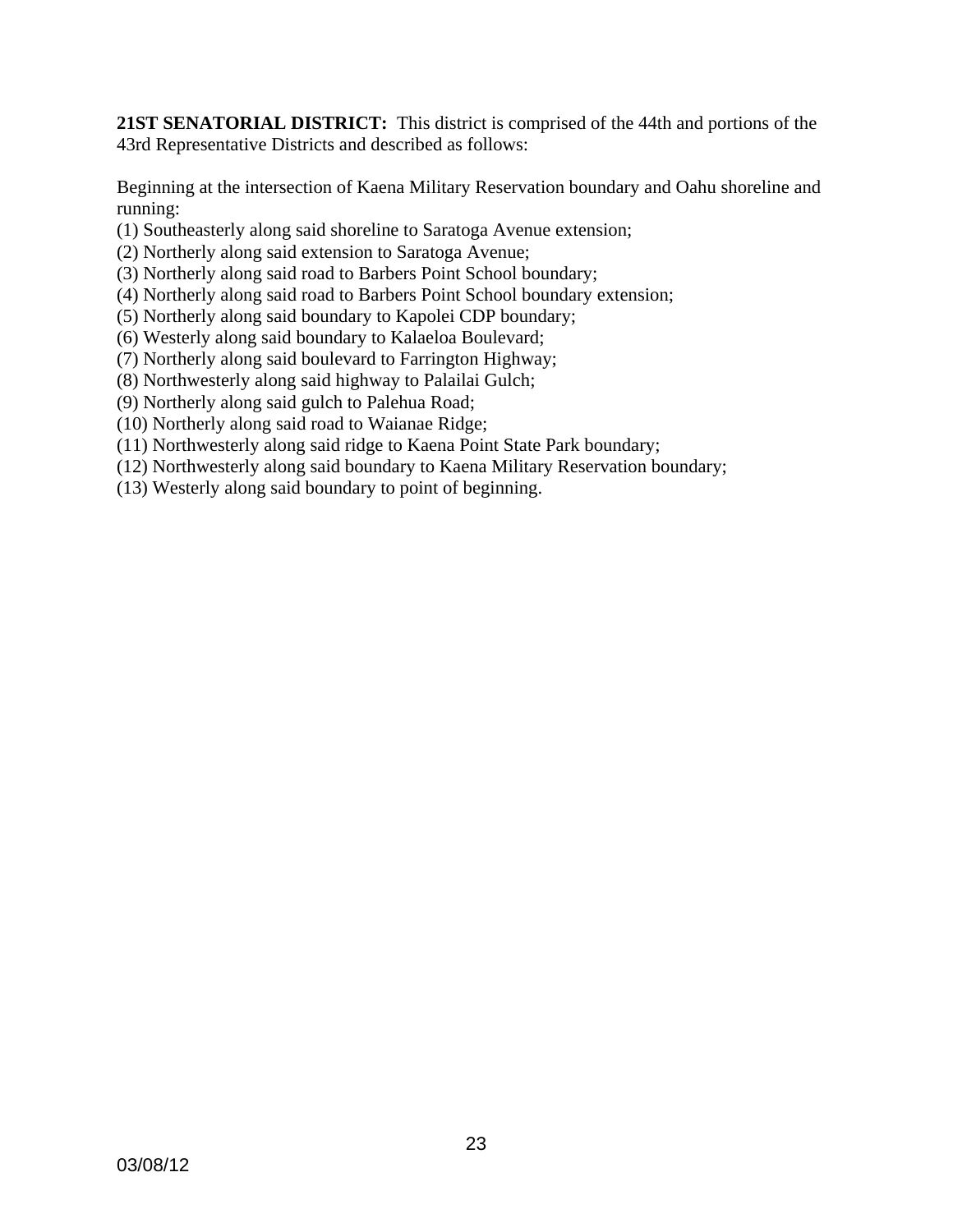**21ST SENATORIAL DISTRICT:** This district is comprised of the 44th and portions of the 43rd Representative Districts and described as follows:

Beginning at the intersection of Kaena Military Reservation boundary and Oahu shoreline and running:

(1) Southeasterly along said shoreline to Saratoga Avenue extension;
(2) Northerly along said extension to Saratoga Avenue;
(3) Northerly along said road to Barbers Point School boundary;
(4) Northerly along said road to Barbers Point School boundary extension;
(5) Northerly along said boundary to Kapolei CDP boundary;
(6) Westerly along said boundary to Kalaeloa Boulevard;
(7) Northerly along said boulevard to Farrington Highway;
(8) Northwesterly along said highway to Palailai Gulch;
(9) Northerly along said gulch to Palehua Road;
(10) Northerly along said road to Waianae Ridge;
(11) Northwesterly along said ridge to Kaena Point State Park boundary;
(12) Northwesterly along said boundary to Kaena Military Reservation boundary;
(13) Westerly along said boundary to point of beginning.